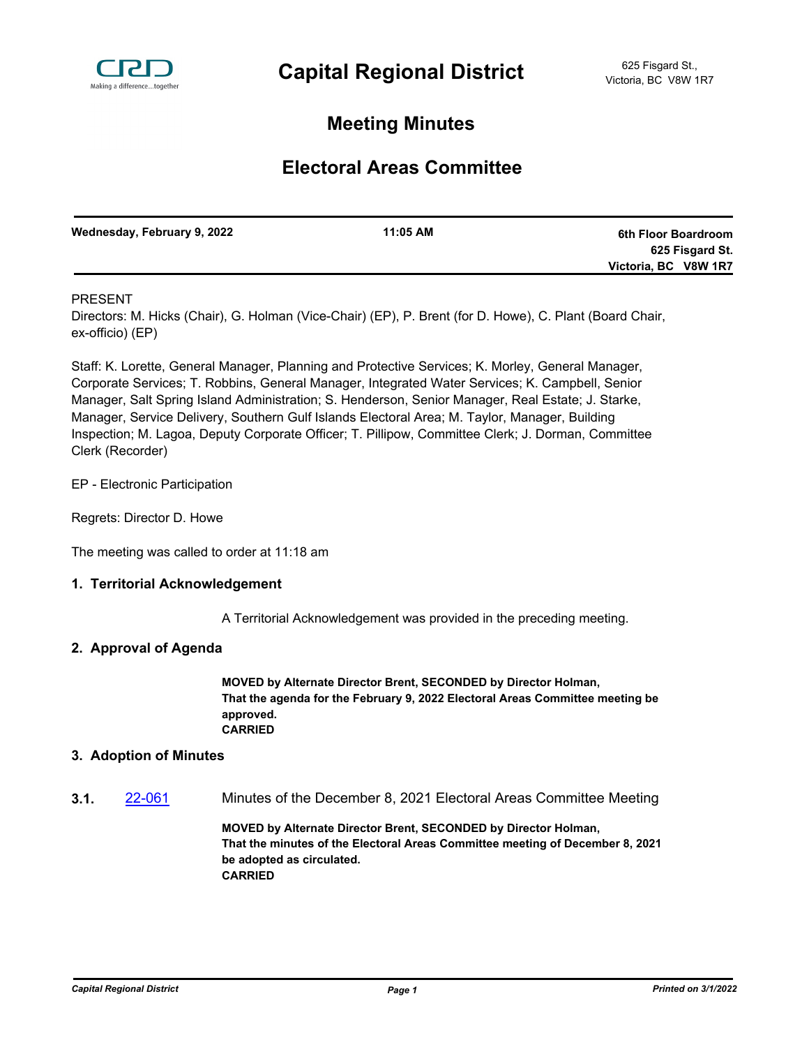# Capital Regional District

625 Fisgard St.,
Victoria, BC V8W 1R7

## Meeting Minutes

## Electoral Areas Committee

| Wednesday, February 9, 2022 | 11:05 AM | 6th Floor Boardroom<br>625 Fisgard St.<br>Victoria, BC V8W 1R7 |
|---|---|---|

PRESENT

Directors: M. Hicks (Chair), G. Holman (Vice-Chair) (EP), P. Brent (for D. Howe), C. Plant (Board Chair, ex-officio) (EP)

Staff: K. Lorette, General Manager, Planning and Protective Services; K. Morley, General Manager, Corporate Services; T. Robbins, General Manager, Integrated Water Services; K. Campbell, Senior Manager, Salt Spring Island Administration; S. Henderson, Senior Manager, Real Estate; J. Starke, Manager, Service Delivery, Southern Gulf Islands Electoral Area; M. Taylor, Manager, Building Inspection; M. Lagoa, Deputy Corporate Officer; T. Pillipow, Committee Clerk; J. Dorman, Committee Clerk (Recorder)

EP - Electronic Participation

Regrets: Director D. Howe

The meeting was called to order at 11:18 am

### 1. Territorial Acknowledgement

A Territorial Acknowledgement was provided in the preceding meeting.

### 2. Approval of Agenda

**MOVED by Alternate Director Brent, SECONDED by Director Holman,**
**That the agenda for the February 9, 2022 Electoral Areas Committee meeting be approved.**
**CARRIED**

### 3. Adoption of Minutes

**3.1.** 22-061 Minutes of the December 8, 2021 Electoral Areas Committee Meeting

**MOVED by Alternate Director Brent, SECONDED by Director Holman,**
**That the minutes of the Electoral Areas Committee meeting of December 8, 2021 be adopted as circulated.**
**CARRIED**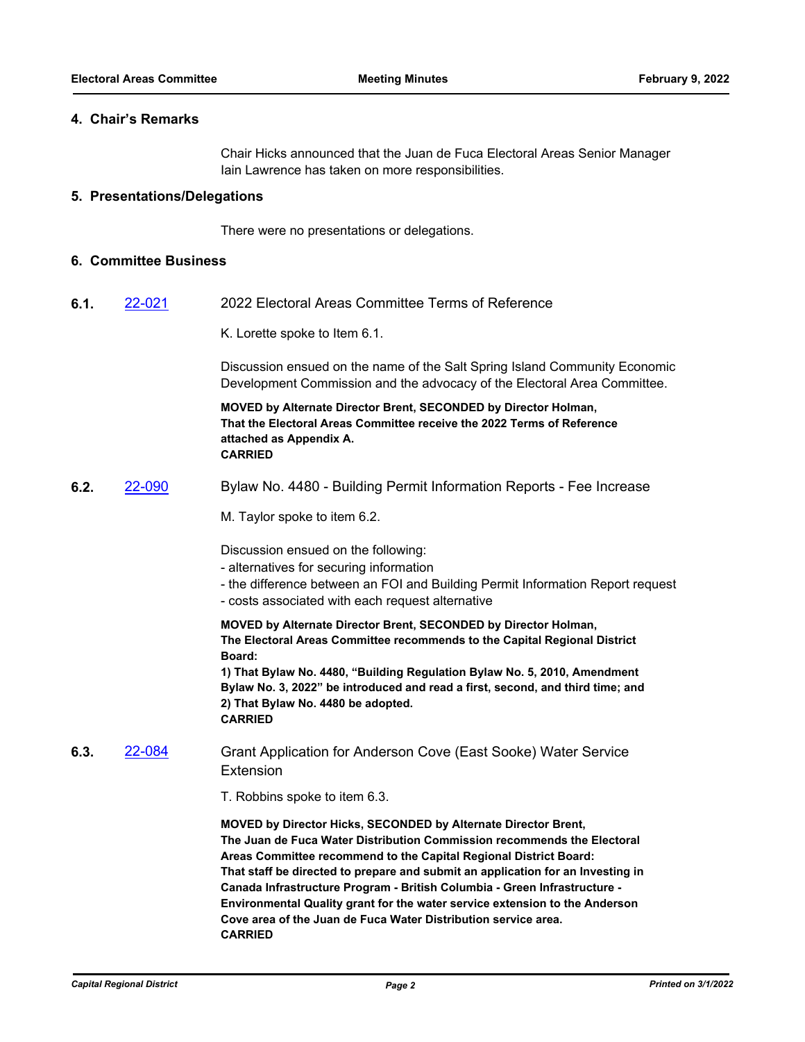## 4. Chair's Remarks

Chair Hicks announced that the Juan de Fuca Electoral Areas Senior Manager Iain Lawrence has taken on more responsibilities.

## 5. Presentations/Delegations

There were no presentations or delegations.

## 6. Committee Business

### 6.1. 22-021 2022 Electoral Areas Committee Terms of Reference

K. Lorette spoke to Item 6.1.

Discussion ensued on the name of the Salt Spring Island Community Economic Development Commission and the advocacy of the Electoral Area Committee.

**MOVED by Alternate Director Brent, SECONDED by Director Holman,**
**That the Electoral Areas Committee receive the 2022 Terms of Reference attached as Appendix A.**
**CARRIED**

### 6.2. 22-090 Bylaw No. 4480 - Building Permit Information Reports - Fee Increase

M. Taylor spoke to item 6.2.

Discussion ensued on the following:
- alternatives for securing information
- the difference between an FOI and Building Permit Information Report request
- costs associated with each request alternative

**MOVED by Alternate Director Brent, SECONDED by Director Holman,**
**The Electoral Areas Committee recommends to the Capital Regional District Board:**
**1) That Bylaw No. 4480, "Building Regulation Bylaw No. 5, 2010, Amendment Bylaw No. 3, 2022" be introduced and read a first, second, and third time; and**
**2) That Bylaw No. 4480 be adopted.**
**CARRIED**

### 6.3. 22-084 Grant Application for Anderson Cove (East Sooke) Water Service Extension

T. Robbins spoke to item 6.3.

**MOVED by Director Hicks, SECONDED by Alternate Director Brent,**
**The Juan de Fuca Water Distribution Commission recommends the Electoral Areas Committee recommend to the Capital Regional District Board:**
**That staff be directed to prepare and submit an application for an Investing in Canada Infrastructure Program - British Columbia - Green Infrastructure - Environmental Quality grant for the water service extension to the Anderson Cove area of the Juan de Fuca Water Distribution service area.**
**CARRIED**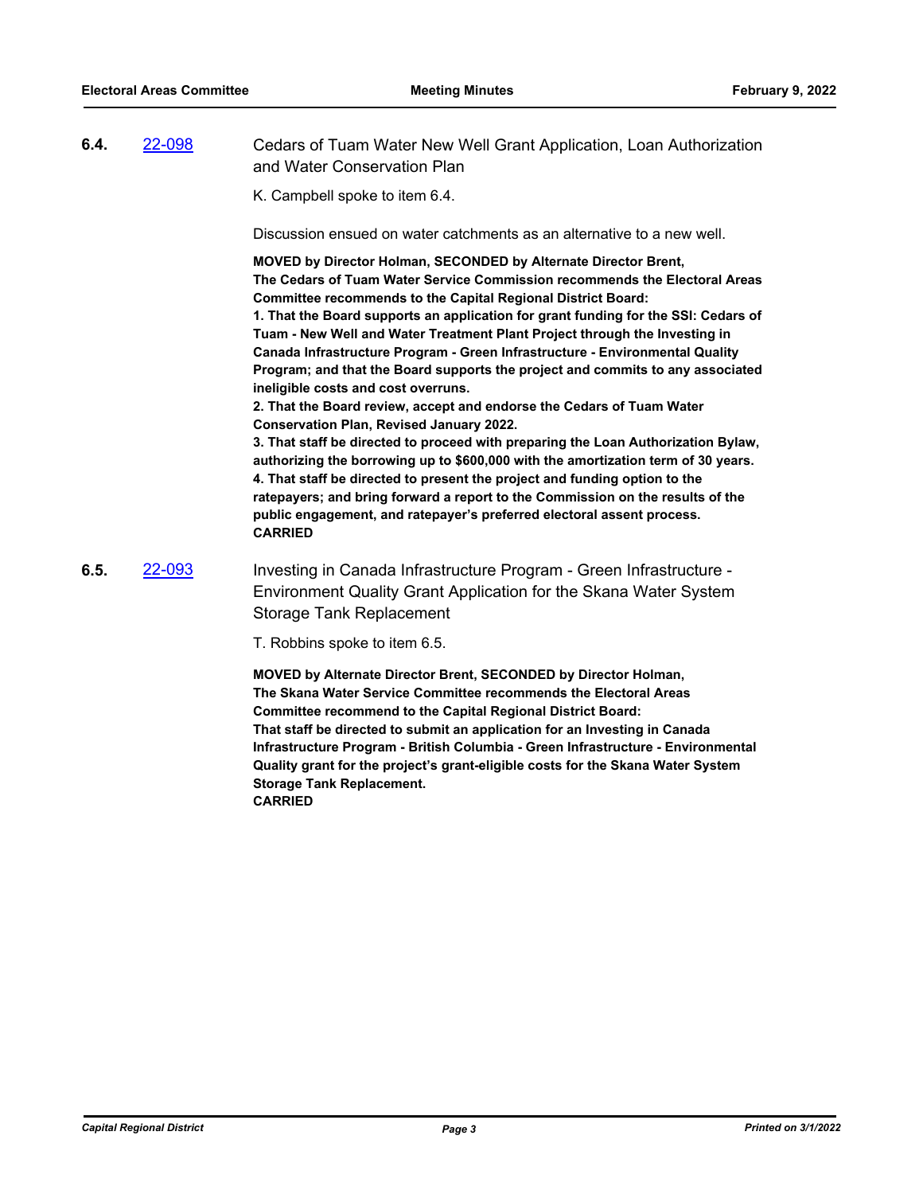**6.4.** [22-098](22-098) Cedars of Tuam Water New Well Grant Application, Loan Authorization and Water Conservation Plan

K. Campbell spoke to item 6.4.

Discussion ensued on water catchments as an alternative to a new well.

**MOVED by Director Holman, SECONDED by Alternate Director Brent,**
**The Cedars of Tuam Water Service Commission recommends the Electoral Areas Committee recommends to the Capital Regional District Board:**
**1. That the Board supports an application for grant funding for the SSI: Cedars of Tuam - New Well and Water Treatment Plant Project through the Investing in Canada Infrastructure Program - Green Infrastructure - Environmental Quality Program; and that the Board supports the project and commits to any associated ineligible costs and cost overruns.**
**2. That the Board review, accept and endorse the Cedars of Tuam Water Conservation Plan, Revised January 2022.**
**3. That staff be directed to proceed with preparing the Loan Authorization Bylaw, authorizing the borrowing up to $600,000 with the amortization term of 30 years.**
**4. That staff be directed to present the project and funding option to the ratepayers; and bring forward a report to the Commission on the results of the public engagement, and ratepayer's preferred electoral assent process.**
**CARRIED**

**6.5.** [22-093](22-093) Investing in Canada Infrastructure Program - Green Infrastructure - Environment Quality Grant Application for the Skana Water System Storage Tank Replacement

T. Robbins spoke to item 6.5.

**MOVED by Alternate Director Brent, SECONDED by Director Holman,**
**The Skana Water Service Committee recommends the Electoral Areas Committee recommend to the Capital Regional District Board:**
**That staff be directed to submit an application for an Investing in Canada Infrastructure Program - British Columbia - Green Infrastructure - Environmental Quality grant for the project's grant-eligible costs for the Skana Water System Storage Tank Replacement.**
**CARRIED**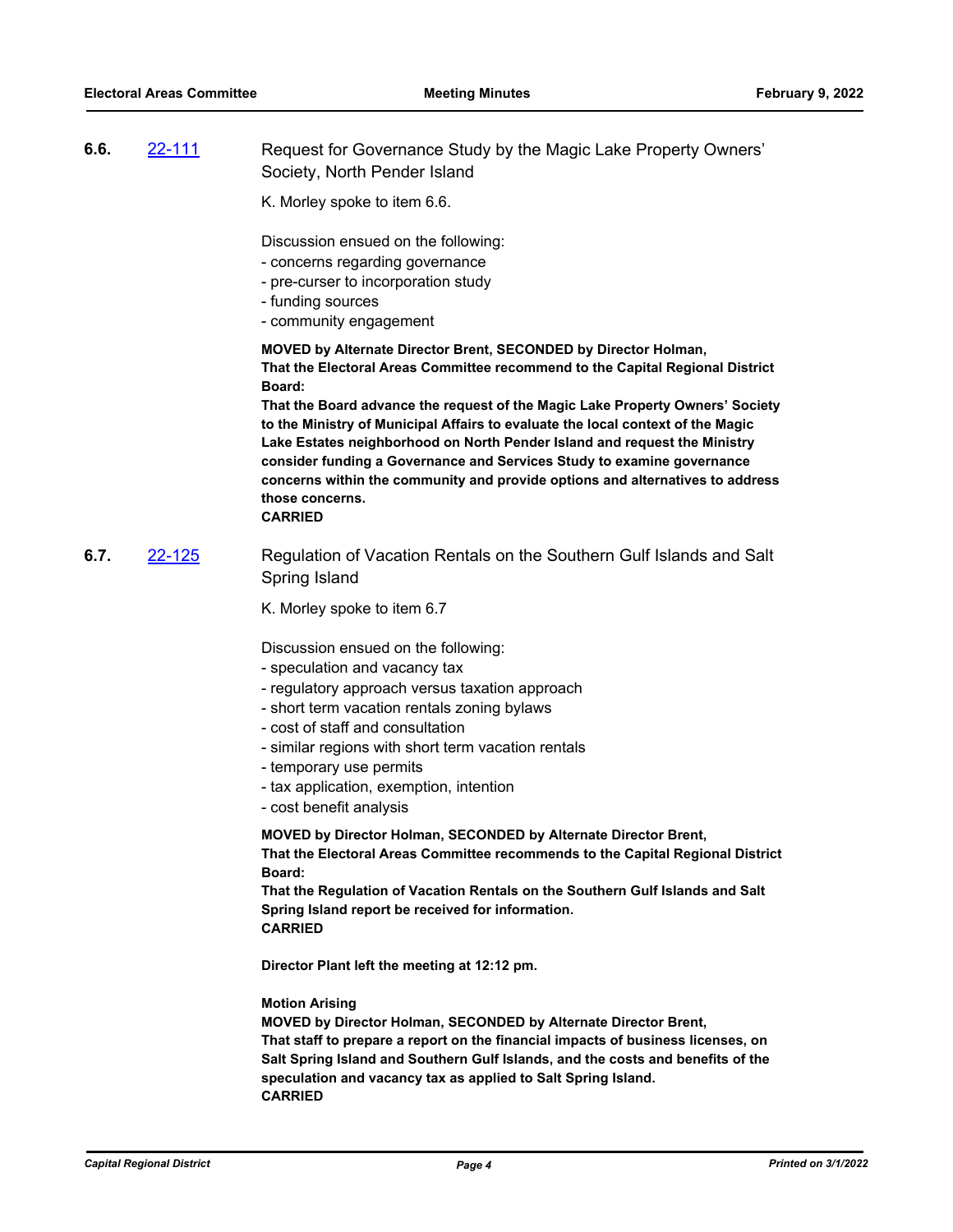**6.6.** [22-111] Request for Governance Study by the Magic Lake Property Owners' Society, North Pender Island

K. Morley spoke to item 6.6.

Discussion ensued on the following:
- concerns regarding governance
- pre-curser to incorporation study
- funding sources
- community engagement

**MOVED by Alternate Director Brent, SECONDED by Director Holman,**
**That the Electoral Areas Committee recommend to the Capital Regional District Board:**
**That the Board advance the request of the Magic Lake Property Owners' Society to the Ministry of Municipal Affairs to evaluate the local context of the Magic Lake Estates neighborhood on North Pender Island and request the Ministry consider funding a Governance and Services Study to examine governance concerns within the community and provide options and alternatives to address those concerns.**
**CARRIED**

**6.7.** [22-125] Regulation of Vacation Rentals on the Southern Gulf Islands and Salt Spring Island

K. Morley spoke to item 6.7

Discussion ensued on the following:
- speculation and vacancy tax
- regulatory approach versus taxation approach
- short term vacation rentals zoning bylaws
- cost of staff and consultation
- similar regions with short term vacation rentals
- temporary use permits
- tax application, exemption, intention
- cost benefit analysis

**MOVED by Director Holman, SECONDED by Alternate Director Brent,**
**That the Electoral Areas Committee recommends to the Capital Regional District Board:**
**That the Regulation of Vacation Rentals on the Southern Gulf Islands and Salt Spring Island report be received for information.**
**CARRIED**

**Director Plant left the meeting at 12:12 pm.**

**Motion Arising**
**MOVED by Director Holman, SECONDED by Alternate Director Brent,**
**That staff to prepare a report on the financial impacts of business licenses, on Salt Spring Island and Southern Gulf Islands, and the costs and benefits of the speculation and vacancy tax as applied to Salt Spring Island.**
**CARRIED**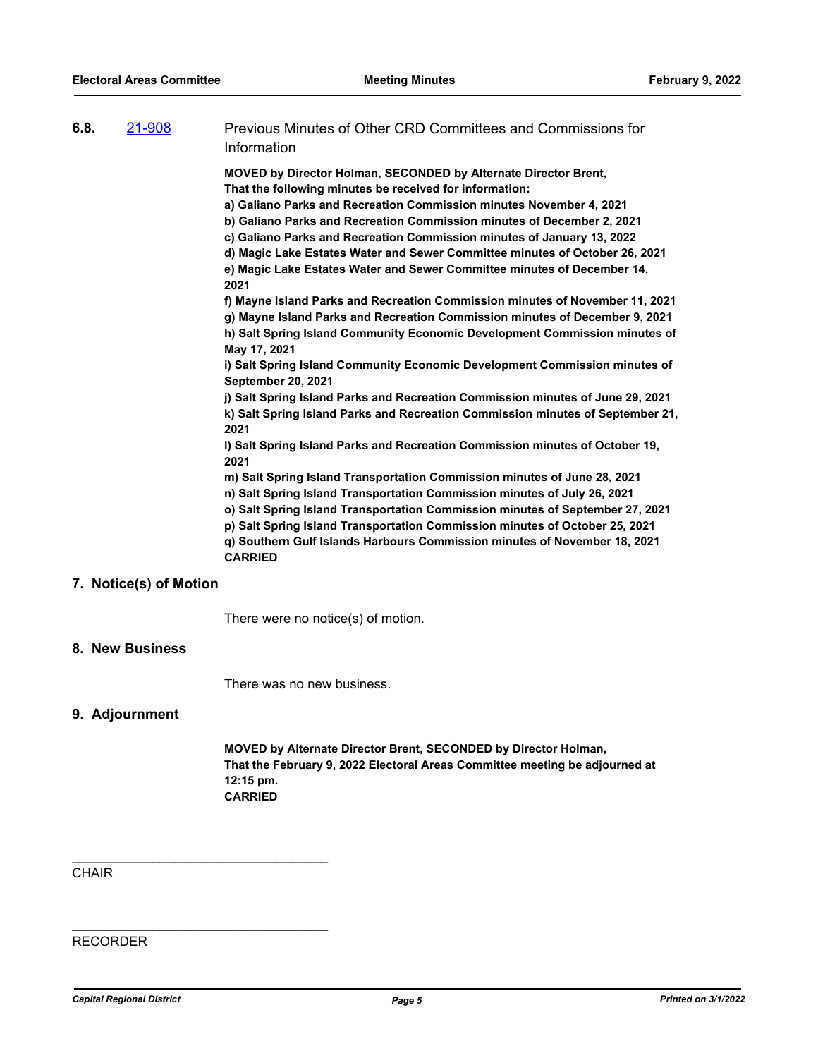**6.8.** 21-908 Previous Minutes of Other CRD Committees and Commissions for Information

**MOVED by Director Holman, SECONDED by Alternate Director Brent,**
**That the following minutes be received for information:**
**a) Galiano Parks and Recreation Commission minutes November 4, 2021**
**b) Galiano Parks and Recreation Commission minutes of December 2, 2021**
**c) Galiano Parks and Recreation Commission minutes of January 13, 2022**
**d) Magic Lake Estates Water and Sewer Committee minutes of October 26, 2021**
**e) Magic Lake Estates Water and Sewer Committee minutes of December 14, 2021**
**f) Mayne Island Parks and Recreation Commission minutes of November 11, 2021**
**g) Mayne Island Parks and Recreation Commission minutes of December 9, 2021**
**h) Salt Spring Island Community Economic Development Commission minutes of May 17, 2021**
**i) Salt Spring Island Community Economic Development Commission minutes of September 20, 2021**
**j) Salt Spring Island Parks and Recreation Commission minutes of June 29, 2021**
**k) Salt Spring Island Parks and Recreation Commission minutes of September 21, 2021**
**l) Salt Spring Island Parks and Recreation Commission minutes of October 19, 2021**
**m) Salt Spring Island Transportation Commission minutes of June 28, 2021**
**n) Salt Spring Island Transportation Commission minutes of July 26, 2021**
**o) Salt Spring Island Transportation Commission minutes of September 27, 2021**
**p) Salt Spring Island Transportation Commission minutes of October 25, 2021**
**q) Southern Gulf Islands Harbours Commission minutes of November 18, 2021**
**CARRIED**

## 7. Notice(s) of Motion

There were no notice(s) of motion.

## 8. New Business

There was no new business.

## 9. Adjournment

**MOVED by Alternate Director Brent, SECONDED by Director Holman,**
**That the February 9, 2022 Electoral Areas Committee meeting be adjourned at 12:15 pm.**
**CARRIED**

___________________________________
CHAIR

___________________________________
RECORDER